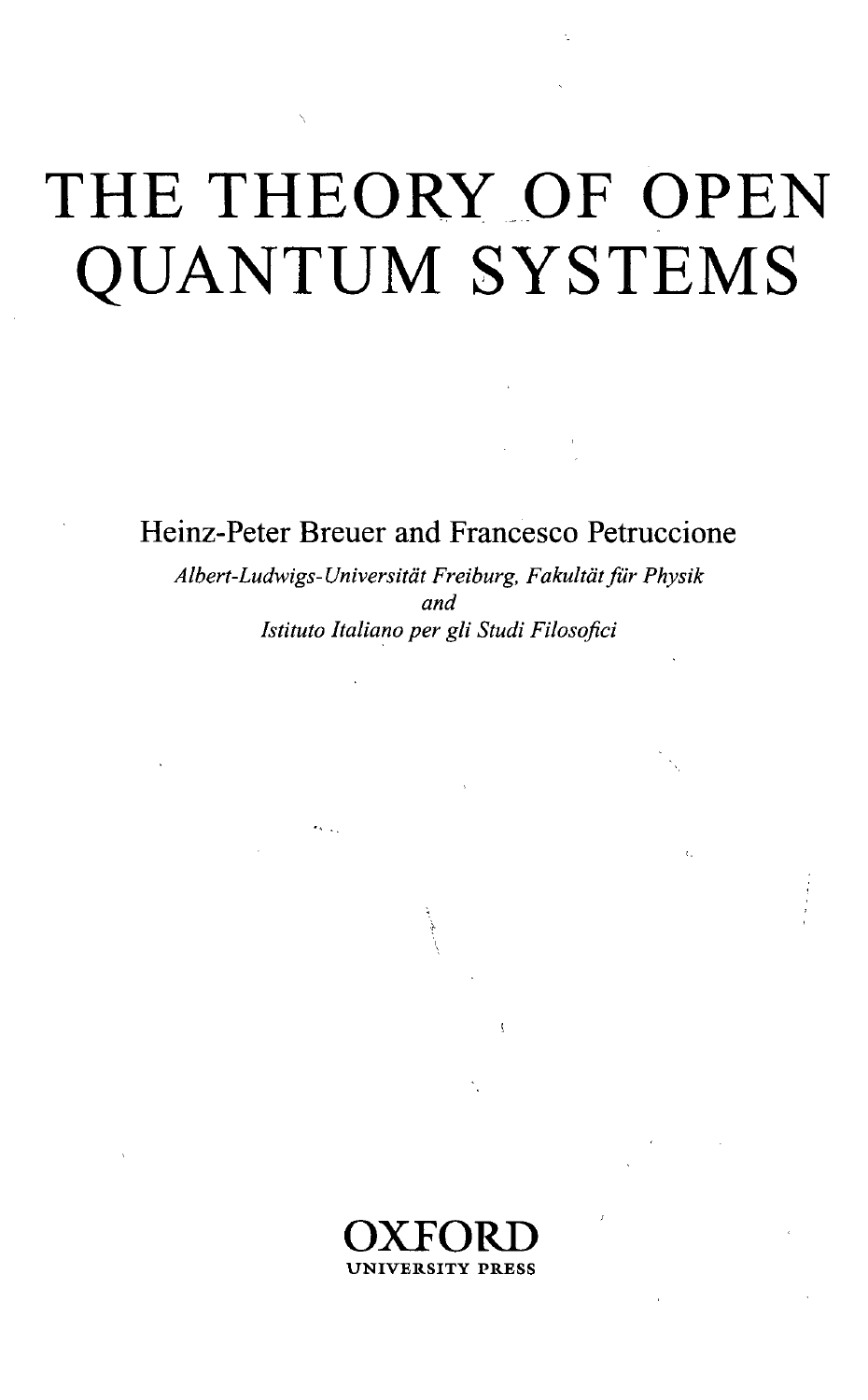# THE THEORY OF OPEN QUANTUM SYSTEMS

Heinz-Peter Breuer and Francesco Petruccione

*Albert-Ludwigs-Universität Freiburg, Fakultät für Physik*

*and*

*Istituto Italiano per gli Studi Filosofici*

OXFORD

UNIVERSITY PRESS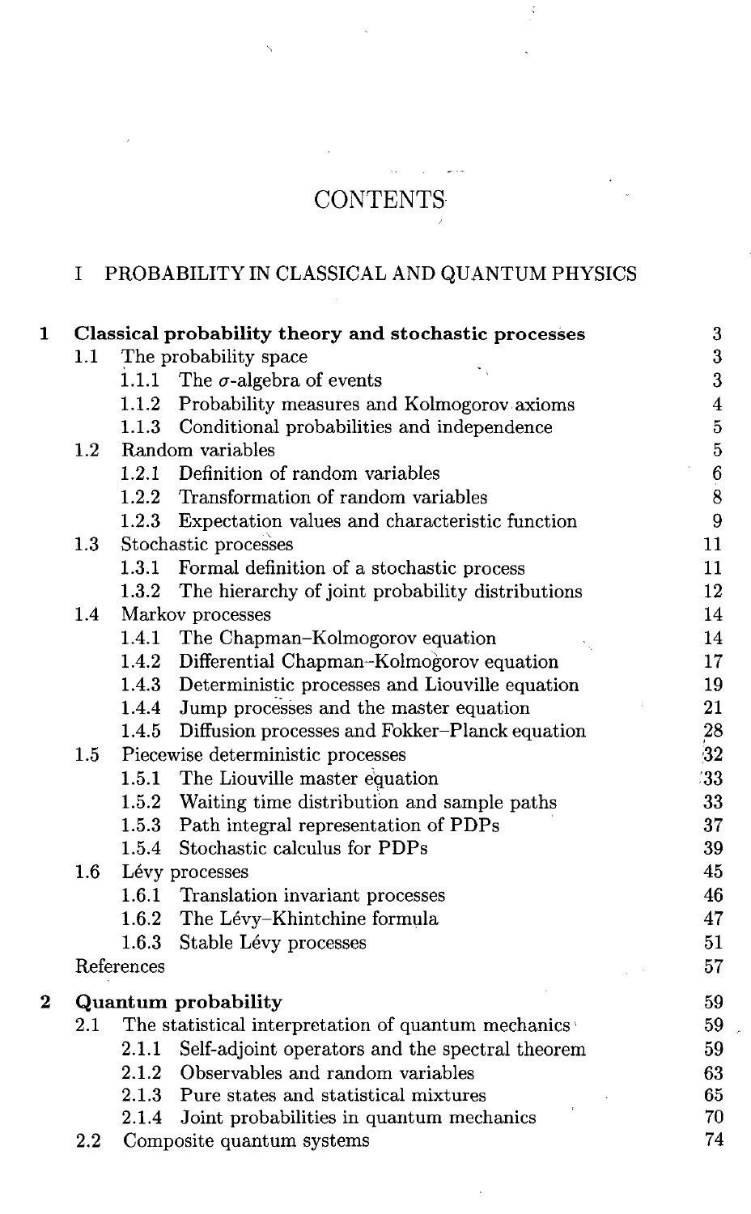# CONTENTS

## I PROBABILITY IN CLASSICAL AND QUANTUM PHYSICS

| | | | |
|---|---|---|---|
| **1** | **Classical probability theory and stochastic processes** | | **3** |
| | 1.1 | The probability space | 3 |
| | | 1.1.1 The $\sigma$-algebra of events | 3 |
| | | 1.1.2 Probability measures and Kolmogorov axioms | 4 |
| | | 1.1.3 Conditional probabilities and independence | 5 |
| | 1.2 | Random variables | 5 |
| | | 1.2.1 Definition of random variables | 6 |
| | | 1.2.2 Transformation of random variables | 8 |
| | | 1.2.3 Expectation values and characteristic function | 9 |
| | 1.3 | Stochastic processes | 11 |
| | | 1.3.1 Formal definition of a stochastic process | 11 |
| | | 1.3.2 The hierarchy of joint probability distributions | 12 |
| | 1.4 | Markov processes | 14 |
| | | 1.4.1 The Chapman–Kolmogorov equation | 14 |
| | | 1.4.2 Differential Chapman–Kolmogorov equation | 17 |
| | | 1.4.3 Deterministic processes and Liouville equation | 19 |
| | | 1.4.4 Jump processes and the master equation | 21 |
| | | 1.4.5 Diffusion processes and Fokker–Planck equation | 28 |
| | 1.5 | Piecewise deterministic processes | 32 |
| | | 1.5.1 The Liouville master equation | 33 |
| | | 1.5.2 Waiting time distribution and sample paths | 33 |
| | | 1.5.3 Path integral representation of PDPs | 37 |
| | | 1.5.4 Stochastic calculus for PDPs | 39 |
| | 1.6 | Lévy processes | 45 |
| | | 1.6.1 Translation invariant processes | 46 |
| | | 1.6.2 The Lévy–Khintchine formula | 47 |
| | | 1.6.3 Stable Lévy processes | 51 |
| | | References | 57 |
| **2** | **Quantum probability** | | **59** |
| | 2.1 | The statistical interpretation of quantum mechanics | 59 |
| | | 2.1.1 Self-adjoint operators and the spectral theorem | 59 |
| | | 2.1.2 Observables and random variables | 63 |
| | | 2.1.3 Pure states and statistical mixtures | 65 |
| | | 2.1.4 Joint probabilities in quantum mechanics | 70 |
| | 2.2 | Composite quantum systems | 74 |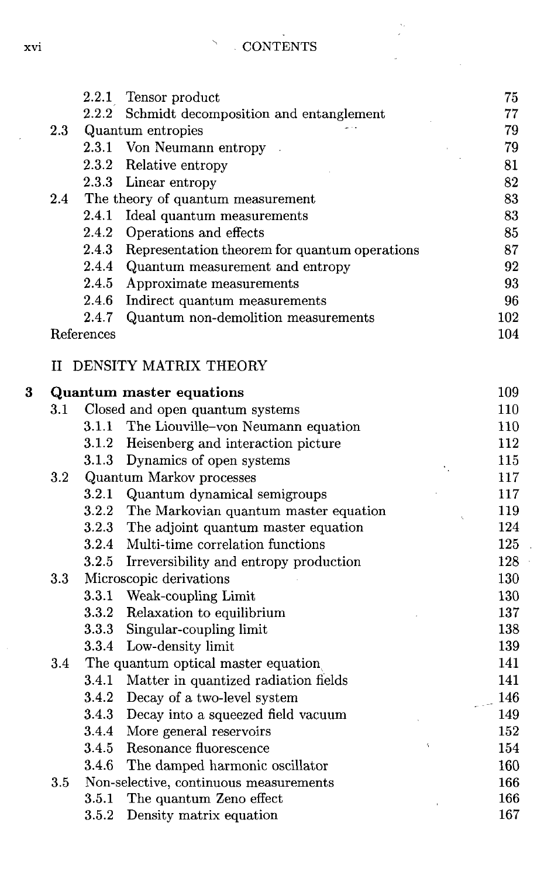| | | |
|---|---|---|
| | 2.2.1 Tensor product | 75 |
| | 2.2.2 Schmidt decomposition and entanglement | 77 |
| 2.3 | Quantum entropies | 79 |
| | 2.3.1 Von Neumann entropy | 79 |
| | 2.3.2 Relative entropy | 81 |
| | 2.3.3 Linear entropy | 82 |
| 2.4 | The theory of quantum measurement | 83 |
| | 2.4.1 Ideal quantum measurements | 83 |
| | 2.4.2 Operations and effects | 85 |
| | 2.4.3 Representation theorem for quantum operations | 87 |
| | 2.4.4 Quantum measurement and entropy | 92 |
| | 2.4.5 Approximate measurements | 93 |
| | 2.4.6 Indirect quantum measurements | 96 |
| | 2.4.7 Quantum non-demolition measurements | 102 |
| References | | 104 |

## II DENSITY MATRIX THEORY

| | | |
|---|---|---|
| **3** | **Quantum master equations** | **109** |
| 3.1 | Closed and open quantum systems | 110 |
| | 3.1.1 The Liouville–von Neumann equation | 110 |
| | 3.1.2 Heisenberg and interaction picture | 112 |
| | 3.1.3 Dynamics of open systems | 115 |
| 3.2 | Quantum Markov processes | 117 |
| | 3.2.1 Quantum dynamical semigroups | 117 |
| | 3.2.2 The Markovian quantum master equation | 119 |
| | 3.2.3 The adjoint quantum master equation | 124 |
| | 3.2.4 Multi-time correlation functions | 125 |
| | 3.2.5 Irreversibility and entropy production | 128 |
| 3.3 | Microscopic derivations | 130 |
| | 3.3.1 Weak-coupling Limit | 130 |
| | 3.3.2 Relaxation to equilibrium | 137 |
| | 3.3.3 Singular-coupling limit | 138 |
| | 3.3.4 Low-density limit | 139 |
| 3.4 | The quantum optical master equation | 141 |
| | 3.4.1 Matter in quantized radiation fields | 141 |
| | 3.4.2 Decay of a two-level system | 146 |
| | 3.4.3 Decay into a squeezed field vacuum | 149 |
| | 3.4.4 More general reservoirs | 152 |
| | 3.4.5 Resonance fluorescence | 154 |
| | 3.4.6 The damped harmonic oscillator | 160 |
| 3.5 | Non-selective, continuous measurements | 166 |
| | 3.5.1 The quantum Zeno effect | 166 |
| | 3.5.2 Density matrix equation | 167 |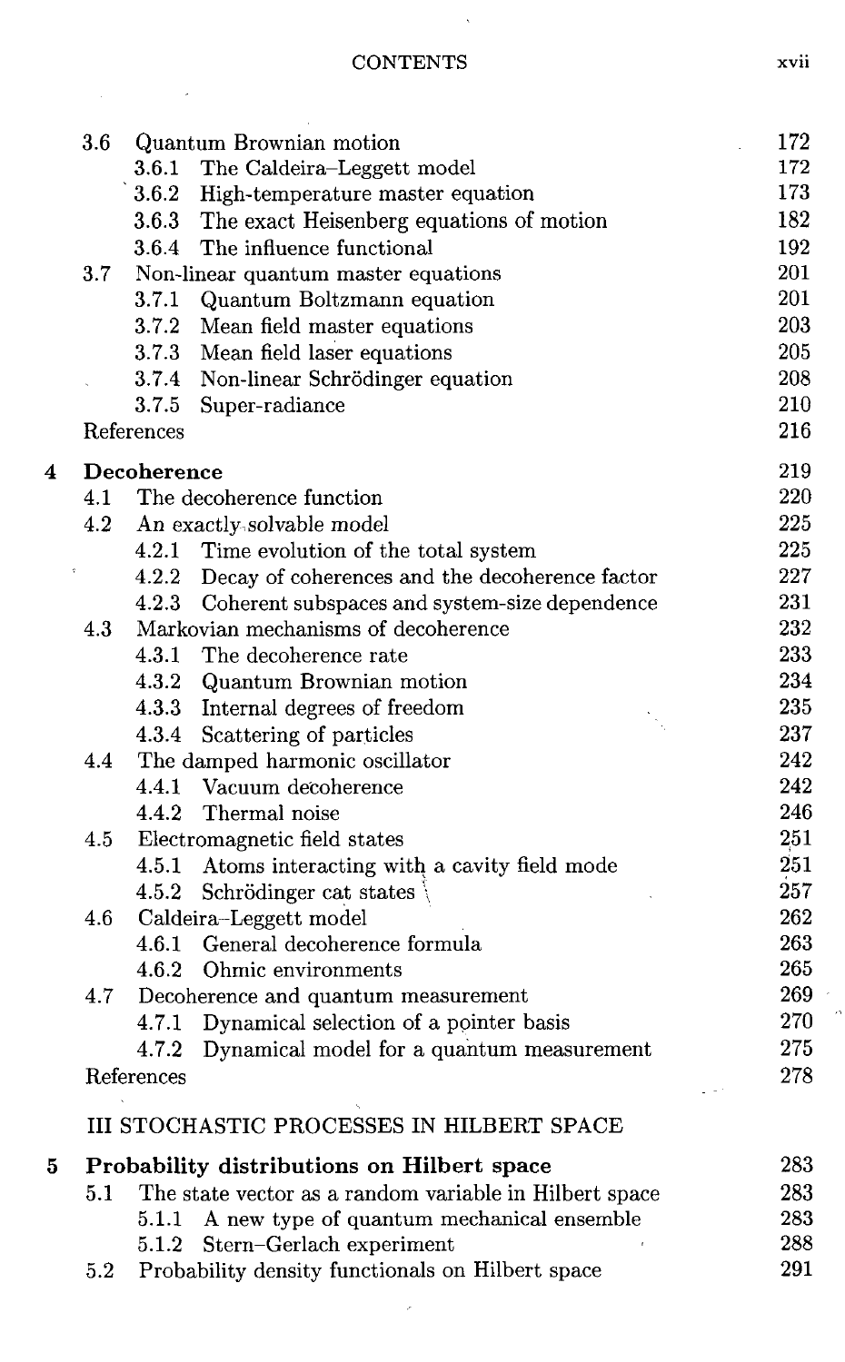| | | |
|---|---|---|
| 3.6 | Quantum Brownian motion | 172 |
| | 3.6.1 The Caldeira–Leggett model | 172 |
| | 3.6.2 High-temperature master equation | 173 |
| | 3.6.3 The exact Heisenberg equations of motion | 182 |
| | 3.6.4 The influence functional | 192 |
| 3.7 | Non-linear quantum master equations | 201 |
| | 3.7.1 Quantum Boltzmann equation | 201 |
| | 3.7.2 Mean field master equations | 203 |
| | 3.7.3 Mean field laser equations | 205 |
| | 3.7.4 Non-linear Schrödinger equation | 208 |
| | 3.7.5 Super-radiance | 210 |
| References | | 216 |

**4 Decoherence** — 219

| | | |
|---|---|---|
| 4.1 | The decoherence function | 220 |
| 4.2 | An exactly solvable model | 225 |
| | 4.2.1 Time evolution of the total system | 225 |
| | 4.2.2 Decay of coherences and the decoherence factor | 227 |
| | 4.2.3 Coherent subspaces and system-size dependence | 231 |
| 4.3 | Markovian mechanisms of decoherence | 232 |
| | 4.3.1 The decoherence rate | 233 |
| | 4.3.2 Quantum Brownian motion | 234 |
| | 4.3.3 Internal degrees of freedom | 235 |
| | 4.3.4 Scattering of particles | 237 |
| 4.4 | The damped harmonic oscillator | 242 |
| | 4.4.1 Vacuum decoherence | 242 |
| | 4.4.2 Thermal noise | 246 |
| 4.5 | Electromagnetic field states | 251 |
| | 4.5.1 Atoms interacting with a cavity field mode | 251 |
| | 4.5.2 Schrödinger cat states | 257 |
| 4.6 | Caldeira–Leggett model | 262 |
| | 4.6.1 General decoherence formula | 263 |
| | 4.6.2 Ohmic environments | 265 |
| 4.7 | Decoherence and quantum measurement | 269 |
| | 4.7.1 Dynamical selection of a pointer basis | 270 |
| | 4.7.2 Dynamical model for a quantum measurement | 275 |
| References | | 278 |

III STOCHASTIC PROCESSES IN HILBERT SPACE

**5 Probability distributions on Hilbert space** — 283

| | | |
|---|---|---|
| 5.1 | The state vector as a random variable in Hilbert space | 283 |
| | 5.1.1 A new type of quantum mechanical ensemble | 283 |
| | 5.1.2 Stern–Gerlach experiment | 288 |
| 5.2 | Probability density functionals on Hilbert space | 291 |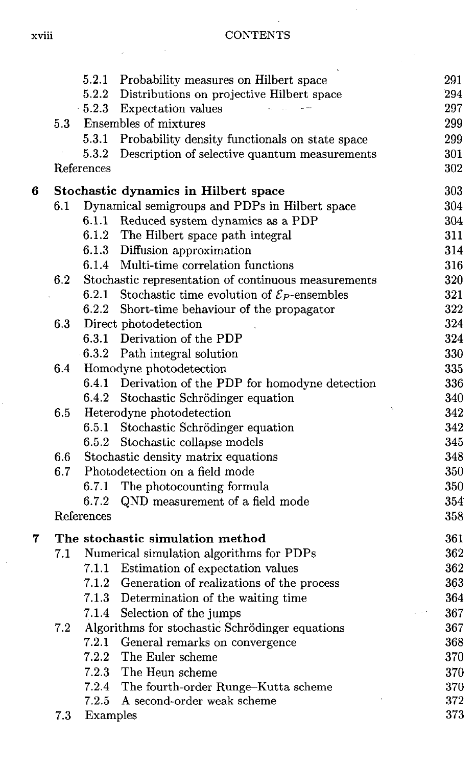| | | | |
|---|---|---|---|
| | 5.2.1 | Probability measures on Hilbert space | 291 |
| | 5.2.2 | Distributions on projective Hilbert space | 294 |
| | 5.2.3 | Expectation values | 297 |
| 5.3 | Ensembles of mixtures | | 299 |
| | 5.3.1 | Probability density functionals on state space | 299 |
| | 5.3.2 | Description of selective quantum measurements | 301 |
| References | | | 302 |

**6 Stochastic dynamics in Hilbert space** 303

| | | | |
|---|---|---|---|
| 6.1 | Dynamical semigroups and PDPs in Hilbert space | | 304 |
| | 6.1.1 | Reduced system dynamics as a PDP | 304 |
| | 6.1.2 | The Hilbert space path integral | 311 |
| | 6.1.3 | Diffusion approximation | 314 |
| | 6.1.4 | Multi-time correlation functions | 316 |
| 6.2 | Stochastic representation of continuous measurements | | 320 |
| | 6.2.1 | Stochastic time evolution of $\mathcal{E}_P$-ensembles | 321 |
| | 6.2.2 | Short-time behaviour of the propagator | 322 |
| 6.3 | Direct photodetection | | 324 |
| | 6.3.1 | Derivation of the PDP | 324 |
| | 6.3.2 | Path integral solution | 330 |
| 6.4 | Homodyne photodetection | | 335 |
| | 6.4.1 | Derivation of the PDP for homodyne detection | 336 |
| | 6.4.2 | Stochastic Schrödinger equation | 340 |
| 6.5 | Heterodyne photodetection | | 342 |
| | 6.5.1 | Stochastic Schrödinger equation | 342 |
| | 6.5.2 | Stochastic collapse models | 345 |
| 6.6 | Stochastic density matrix equations | | 348 |
| 6.7 | Photodetection on a field mode | | 350 |
| | 6.7.1 | The photocounting formula | 350 |
| | 6.7.2 | QND measurement of a field mode | 354 |
| References | | | 358 |

**7 The stochastic simulation method** 361

| | | | |
|---|---|---|---|
| 7.1 | Numerical simulation algorithms for PDPs | | 362 |
| | 7.1.1 | Estimation of expectation values | 362 |
| | 7.1.2 | Generation of realizations of the process | 363 |
| | 7.1.3 | Determination of the waiting time | 364 |
| | 7.1.4 | Selection of the jumps | 367 |
| 7.2 | Algorithms for stochastic Schrödinger equations | | 367 |
| | 7.2.1 | General remarks on convergence | 368 |
| | 7.2.2 | The Euler scheme | 370 |
| | 7.2.3 | The Heun scheme | 370 |
| | 7.2.4 | The fourth-order Runge–Kutta scheme | 370 |
| | 7.2.5 | A second-order weak scheme | 372 |
| 7.3 | Examples | | 373 |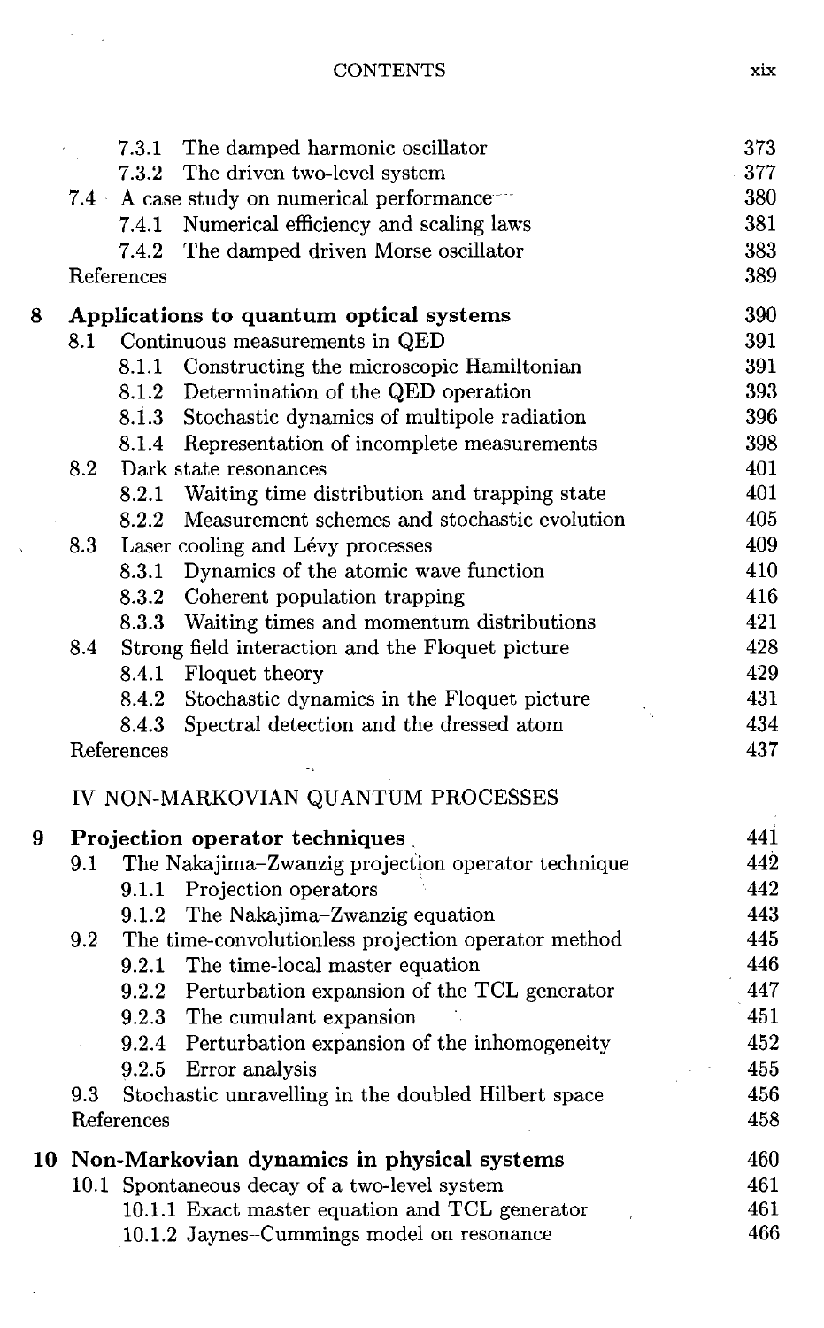| | | |
|---|---|---|
| | 7.3.1 The damped harmonic oscillator | 373 |
| | 7.3.2 The driven two-level system | 377 |
| 7.4 | A case study on numerical performance | 380 |
| | 7.4.1 Numerical efficiency and scaling laws | 381 |
| | 7.4.2 The damped driven Morse oscillator | 383 |
| | References | 389 |

**8 Applications to quantum optical systems** 390

| | | |
|---|---|---|
| 8.1 | Continuous measurements in QED | 391 |
| | 8.1.1 Constructing the microscopic Hamiltonian | 391 |
| | 8.1.2 Determination of the QED operation | 393 |
| | 8.1.3 Stochastic dynamics of multipole radiation | 396 |
| | 8.1.4 Representation of incomplete measurements | 398 |
| 8.2 | Dark state resonances | 401 |
| | 8.2.1 Waiting time distribution and trapping state | 401 |
| | 8.2.2 Measurement schemes and stochastic evolution | 405 |
| 8.3 | Laser cooling and Lévy processes | 409 |
| | 8.3.1 Dynamics of the atomic wave function | 410 |
| | 8.3.2 Coherent population trapping | 416 |
| | 8.3.3 Waiting times and momentum distributions | 421 |
| 8.4 | Strong field interaction and the Floquet picture | 428 |
| | 8.4.1 Floquet theory | 429 |
| | 8.4.2 Stochastic dynamics in the Floquet picture | 431 |
| | 8.4.3 Spectral detection and the dressed atom | 434 |
| | References | 437 |

IV NON-MARKOVIAN QUANTUM PROCESSES

**9 Projection operator techniques** 441

| | | |
|---|---|---|
| 9.1 | The Nakajima–Zwanzig projection operator technique | 442 |
| | 9.1.1 Projection operators | 442 |
| | 9.1.2 The Nakajima–Zwanzig equation | 443 |
| 9.2 | The time-convolutionless projection operator method | 445 |
| | 9.2.1 The time-local master equation | 446 |
| | 9.2.2 Perturbation expansion of the TCL generator | 447 |
| | 9.2.3 The cumulant expansion | 451 |
| | 9.2.4 Perturbation expansion of the inhomogeneity | 452 |
| | 9.2.5 Error analysis | 455 |
| 9.3 | Stochastic unravelling in the doubled Hilbert space | 456 |
| | References | 458 |

**10 Non-Markovian dynamics in physical systems** 460

| | | |
|---|---|---|
| 10.1 | Spontaneous decay of a two-level system | 461 |
| | 10.1.1 Exact master equation and TCL generator | 461 |
| | 10.1.2 Jaynes–Cummings model on resonance | 466 |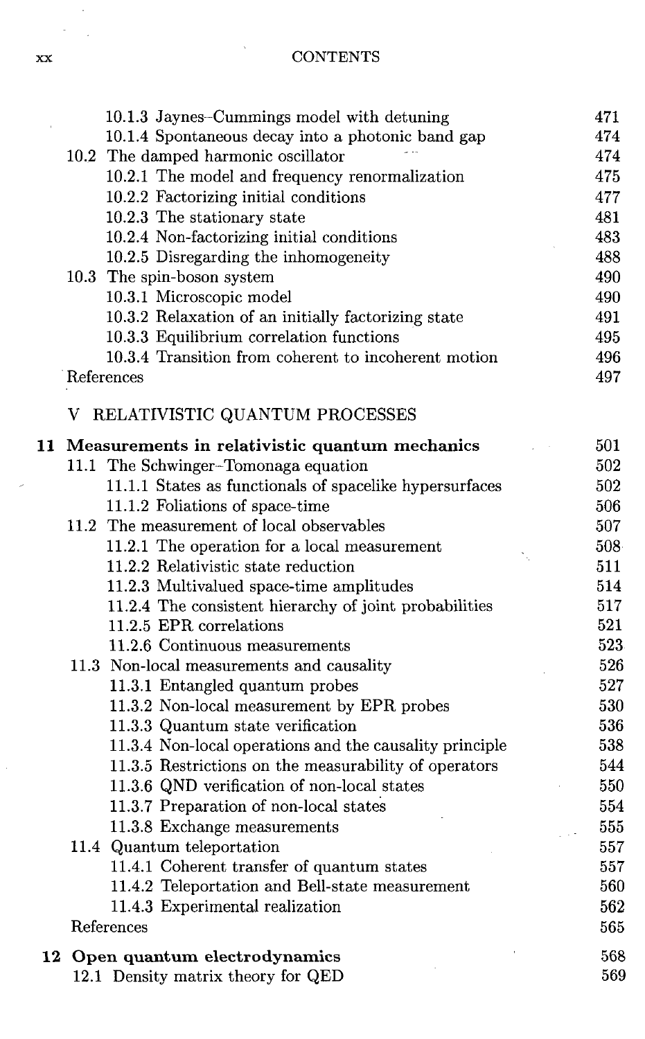10.1.3 Jaynes–Cummings model with detuning 471
10.1.4 Spontaneous decay into a photonic band gap 474

10.2 The damped harmonic oscillator 474
10.2.1 The model and frequency renormalization 475
10.2.2 Factorizing initial conditions 477
10.2.3 The stationary state 481
10.2.4 Non-factorizing initial conditions 483
10.2.5 Disregarding the inhomogeneity 488

10.3 The spin-boson system 490
10.3.1 Microscopic model 490
10.3.2 Relaxation of an initially factorizing state 491
10.3.3 Equilibrium correlation functions 495
10.3.4 Transition from coherent to incoherent motion 496

References 497

V RELATIVISTIC QUANTUM PROCESSES

**11 Measurements in relativistic quantum mechanics** 501

11.1 The Schwinger–Tomonaga equation 502
11.1.1 States as functionals of spacelike hypersurfaces 502
11.1.2 Foliations of space-time 506

11.2 The measurement of local observables 507
11.2.1 The operation for a local measurement 508
11.2.2 Relativistic state reduction 511
11.2.3 Multivalued space-time amplitudes 514
11.2.4 The consistent hierarchy of joint probabilities 517
11.2.5 EPR correlations 521
11.2.6 Continuous measurements 523

11.3 Non-local measurements and causality 526
11.3.1 Entangled quantum probes 527
11.3.2 Non-local measurement by EPR probes 530
11.3.3 Quantum state verification 536
11.3.4 Non-local operations and the causality principle 538
11.3.5 Restrictions on the measurability of operators 544
11.3.6 QND verification of non-local states 550
11.3.7 Preparation of non-local states 554
11.3.8 Exchange measurements 555

11.4 Quantum teleportation 557
11.4.1 Coherent transfer of quantum states 557
11.4.2 Teleportation and Bell-state measurement 560
11.4.3 Experimental realization 562

References 565

**12 Open quantum electrodynamics** 568

12.1 Density matrix theory for QED 569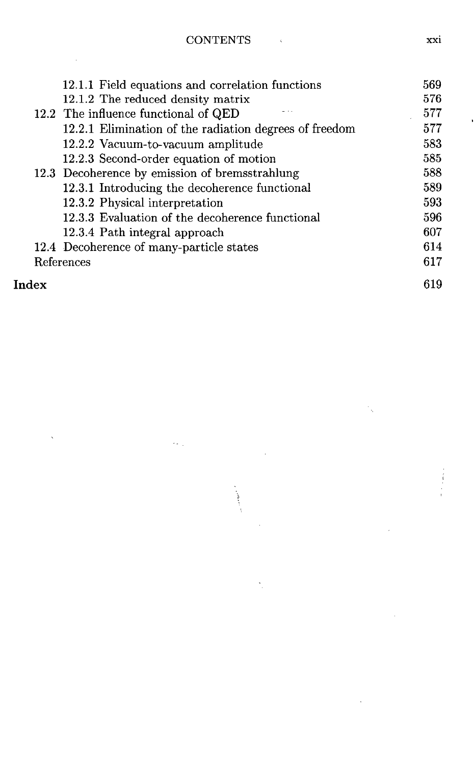| | |
|---|---|
| 12.1.1 Field equations and correlation functions | 569 |
| 12.1.2 The reduced density matrix | 576 |
| 12.2 The influence functional of QED | 577 |
| 12.2.1 Elimination of the radiation degrees of freedom | 577 |
| 12.2.2 Vacuum-to-vacuum amplitude | 583 |
| 12.2.3 Second-order equation of motion | 585 |
| 12.3 Decoherence by emission of bremsstrahlung | 588 |
| 12.3.1 Introducing the decoherence functional | 589 |
| 12.3.2 Physical interpretation | 593 |
| 12.3.3 Evaluation of the decoherence functional | 596 |
| 12.3.4 Path integral approach | 607 |
| 12.4 Decoherence of many-particle states | 614 |
| References | 617 |
| **Index** | 619 |